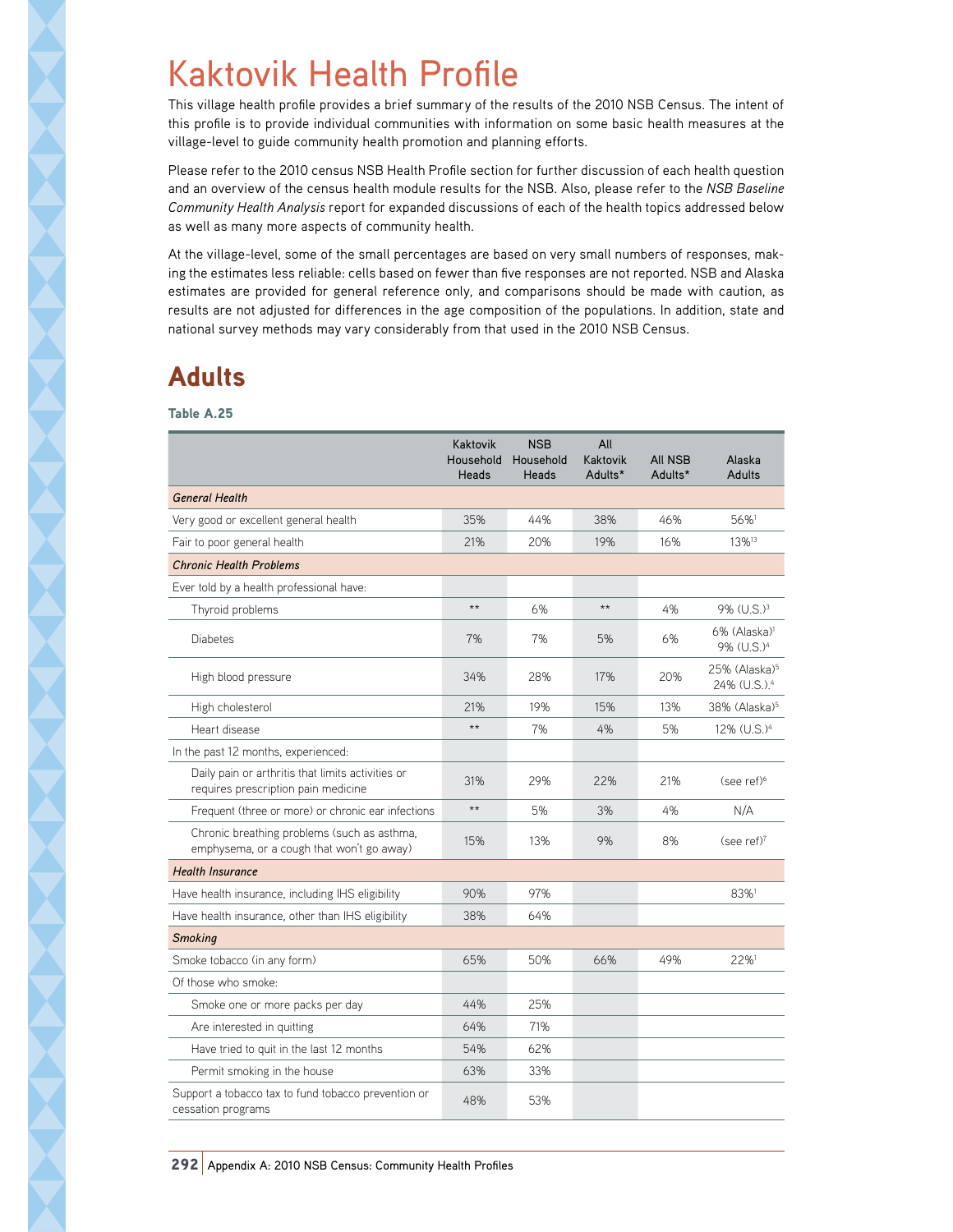# Kaktovik Health Profile

This village health profile provides a brief summary of the results of the 2010 NSB Census. The intent of this profile is to provide individual communities with information on some basic health measures at the village-level to guide community health promotion and planning efforts.

Please refer to the 2010 census NSB Health Profile section for further discussion of each health question and an overview of the census health module results for the NSB. Also, please refer to the *NSB Baseline Community Health Analysis* report for expanded discussions of each of the health topics addressed below as well as many more aspects of community health.

At the village-level, some of the small percentages are based on very small numbers of responses, making the estimates less reliable: cells based on fewer than five responses are not reported. NSB and Alaska estimates are provided for general reference only, and comparisons should be made with caution, as results are not adjusted for differences in the age composition of the populations. In addition, state and national survey methods may vary considerably from that used in the 2010 NSB Census.

## Adults

**Table A.25**

| | Kaktovik Household Heads | NSB Household Heads | All Kaktovik Adults* | All NSB Adults* | Alaska Adults |
|---|---|---|---|---|---|
| ***General Health*** | | | | | |
| Very good or excellent general health | 35% | 44% | 38% | 46% | 56%[1] |
| Fair to poor general health | 21% | 20% | 19% | 16% | 13%[13] |
| ***Chronic Health Problems*** | | | | | |
| Ever told by a health professional have: | | | | | |
| Thyroid problems | ** | 6% | ** | 4% | 9% (U.S.)[3] |
| Diabetes | 7% | 7% | 5% | 6% | 6% (Alaska)[1] 9% (U.S.)[4] |
| High blood pressure | 34% | 28% | 17% | 20% | 25% (Alaska)[5] 24% (U.S.).[4] |
| High cholesterol | 21% | 19% | 15% | 13% | 38% (Alaska)[5] |
| Heart disease | ** | 7% | 4% | 5% | 12% (U.S.)[4] |
| In the past 12 months, experienced: | | | | | |
| Daily pain or arthritis that limits activities or requires prescription pain medicine | 31% | 29% | 22% | 21% | (see ref)[6] |
| Frequent (three or more) or chronic ear infections | ** | 5% | 3% | 4% | N/A |
| Chronic breathing problems (such as asthma, emphysema, or a cough that won't go away) | 15% | 13% | 9% | 8% | (see ref)[7] |
| ***Health Insurance*** | | | | | |
| Have health insurance, including IHS eligibility | 90% | 97% | | | 83%[1] |
| Have health insurance, other than IHS eligibility | 38% | 64% | | | |
| ***Smoking*** | | | | | |
| Smoke tobacco (in any form) | 65% | 50% | 66% | 49% | 22%[1] |
| Of those who smoke: | | | | | |
| Smoke one or more packs per day | 44% | 25% | | | |
| Are interested in quitting | 64% | 71% | | | |
| Have tried to quit in the last 12 months | 54% | 62% | | | |
| Permit smoking in the house | 63% | 33% | | | |
| Support a tobacco tax to fund tobacco prevention or cessation programs | 48% | 53% | | | |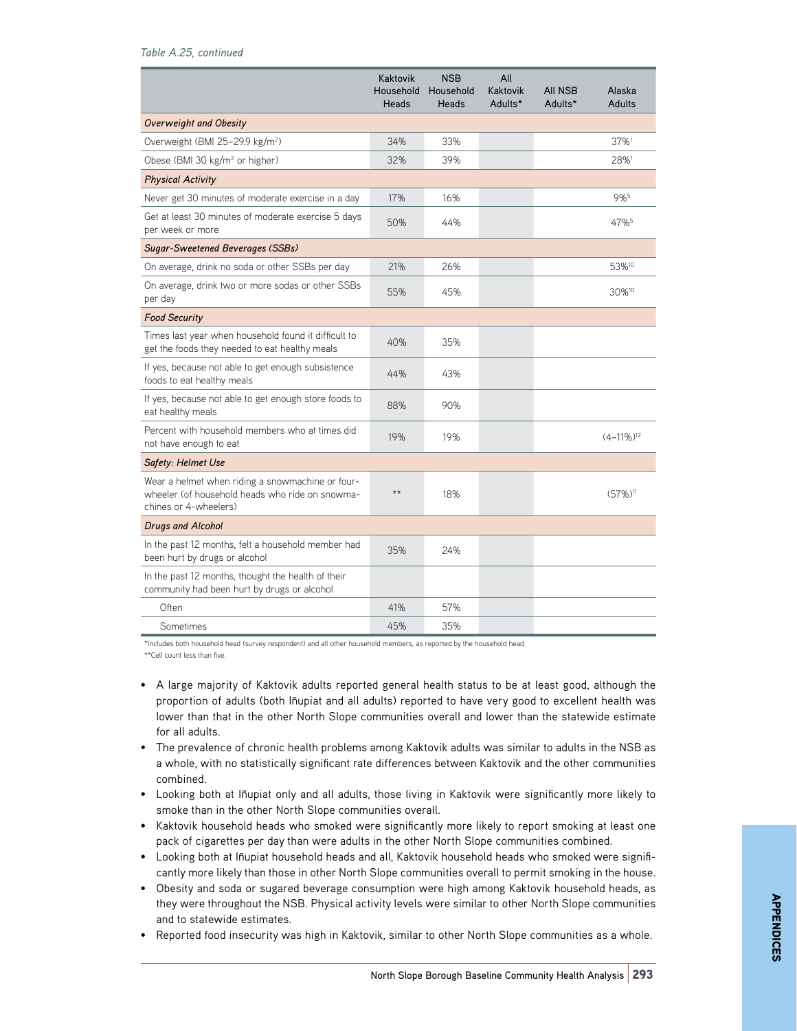*Table A.25, continued*

| | Kaktovik Household Heads | NSB Household Heads | All Kaktovik Adults* | All NSB Adults* | Alaska Adults |
|---|---|---|---|---|---|
| ***Overweight and Obesity*** | | | | | |
| Overweight (BMI 25–29.9 kg/m$^2$) | 34% | 33% | | | 37%[1] |
| Obese (BMI 30 kg/m$^2$ or higher) | 32% | 39% | | | 28%[1] |
| ***Physical Activity*** | | | | | |
| Never get 30 minutes of moderate exercise in a day | 17% | 16% | | | 9%[5] |
| Get at least 30 minutes of moderate exercise 5 days per week or more | 50% | 44% | | | 47%[5] |
| ***Sugar-Sweetened Beverages (SSBs)*** | | | | | |
| On average, drink no soda or other SSBs per day | 21% | 26% | | | 53%[10] |
| On average, drink two or more sodas or other SSBs per day | 55% | 45% | | | 30%[10] |
| ***Food Security*** | | | | | |
| Times last year when household found it difficult to get the foods they needed to eat healthy meals | 40% | 35% | | | |
| If yes, because not able to get enough subsistence foods to eat healthy meals | 44% | 43% | | | |
| If yes, because not able to get enough store foods to eat healthy meals | 88% | 90% | | | |
| Percent with household members who at times did not have enough to eat | 19% | 19% | | | (4–11%)[12] |
| ***Safety: Helmet Use*** | | | | | |
| Wear a helmet when riding a snowmachine or four-wheeler (of household heads who ride on snowmachines or 4-wheelers) | ** | 18% | | | (57%)[11] |
| ***Drugs and Alcohol*** | | | | | |
| In the past 12 months, felt a household member had been hurt by drugs or alcohol | 35% | 24% | | | |
| In the past 12 months, thought the health of their community had been hurt by drugs or alcohol | | | | | |
| Often | 41% | 57% | | | |
| Sometimes | 45% | 35% | | | |

*Includes both household head (survey respondent) and all other household members, as reported by the household head.
**Cell count less than five.

- A large majority of Kaktovik adults reported general health status to be at least good, although the proportion of adults (both Iñupiat and all adults) reported to have very good to excellent health was lower than that in the other North Slope communities overall and lower than the statewide estimate for all adults.
- The prevalence of chronic health problems among Kaktovik adults was similar to adults in the NSB as a whole, with no statistically significant rate differences between Kaktovik and the other communities combined.
- Looking both at Iñupiat only and all adults, those living in Kaktovik were significantly more likely to smoke than in the other North Slope communities overall.
- Kaktovik household heads who smoked were significantly more likely to report smoking at least one pack of cigarettes per day than were adults in the other North Slope communities combined.
- Looking both at Iñupiat household heads and all, Kaktovik household heads who smoked were significantly more likely than those in other North Slope communities overall to permit smoking in the house.
- Obesity and soda or sugared beverage consumption were high among Kaktovik household heads, as they were throughout the NSB. Physical activity levels were similar to other North Slope communities and to statewide estimates.
- Reported food insecurity was high in Kaktovik, similar to other North Slope communities as a whole.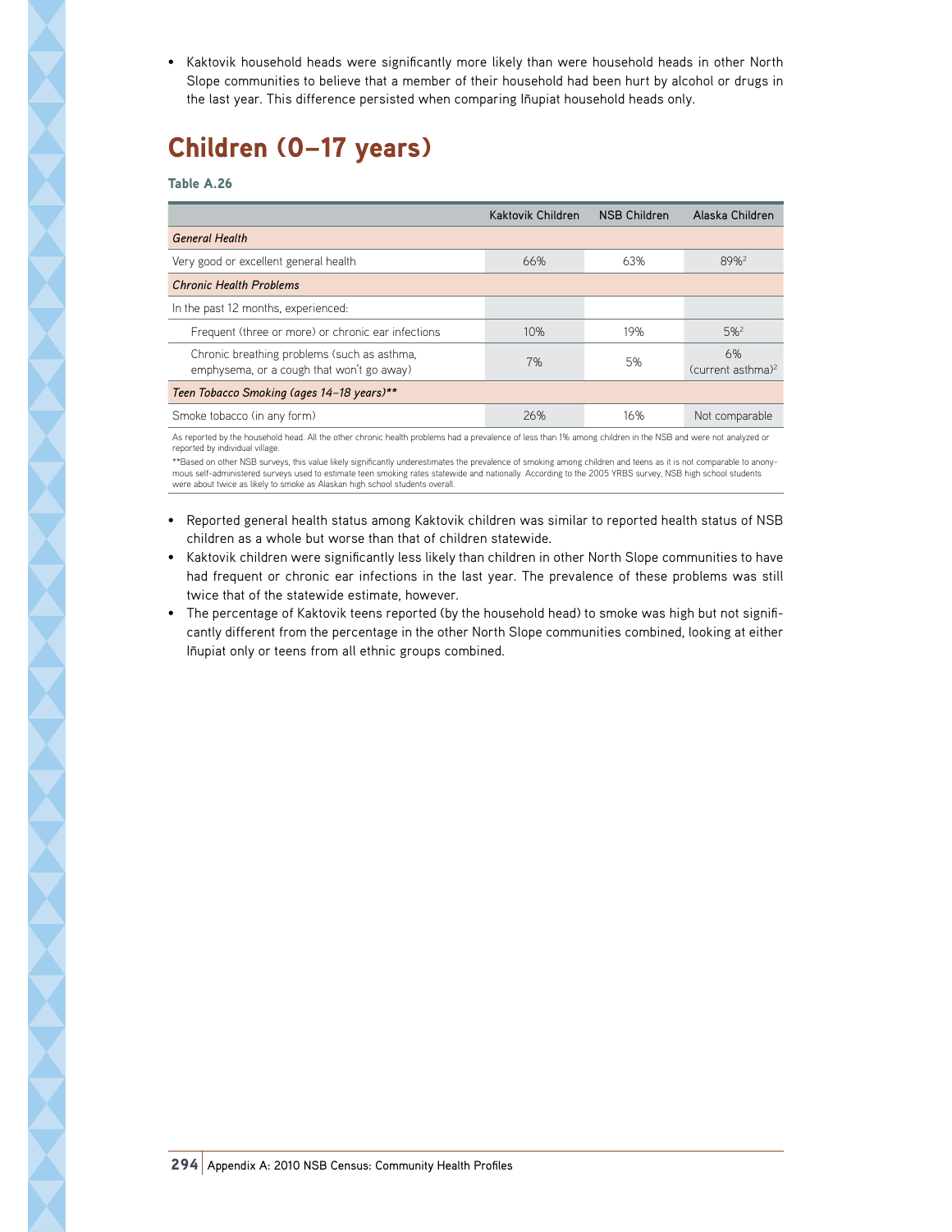- Kaktovik household heads were significantly more likely than were household heads in other North Slope communities to believe that a member of their household had been hurt by alcohol or drugs in the last year. This difference persisted when comparing Iñupiat household heads only.

## Children (0–17 years)

**Table A.26**

| | Kaktovik Children | NSB Children | Alaska Children |
|---|---|---|---|
| *General Health* | | | |
| Very good or excellent general health | 66% | 63% | 89%[2] |
| *Chronic Health Problems* | | | |
| In the past 12 months, experienced: | | | |
| Frequent (three or more) or chronic ear infections | 10% | 19% | 5%[2] |
| Chronic breathing problems (such as asthma, emphysema, or a cough that won't go away) | 7% | 5% | 6% (current asthma)[2] |
| *Teen Tobacco Smoking (ages 14–18 years)*** | | | |
| Smoke tobacco (in any form) | 26% | 16% | Not comparable |

As reported by the household head. All the other chronic health problems had a prevalence of less than 1% among children in the NSB and were not analyzed or reported by individual village.

**Based on other NSB surveys, this value likely significantly underestimates the prevalence of smoking among children and teens as it is not comparable to anonymous self-administered surveys used to estimate teen smoking rates statewide and nationally. According to the 2005 YRBS survey, NSB high school students were about twice as likely to smoke as Alaskan high school students overall.

- Reported general health status among Kaktovik children was similar to reported health status of NSB children as a whole but worse than that of children statewide.
- Kaktovik children were significantly less likely than children in other North Slope communities to have had frequent or chronic ear infections in the last year. The prevalence of these problems was still twice that of the statewide estimate, however.
- The percentage of Kaktovik teens reported (by the household head) to smoke was high but not significantly different from the percentage in the other North Slope communities combined, looking at either Iñupiat only or teens from all ethnic groups combined.